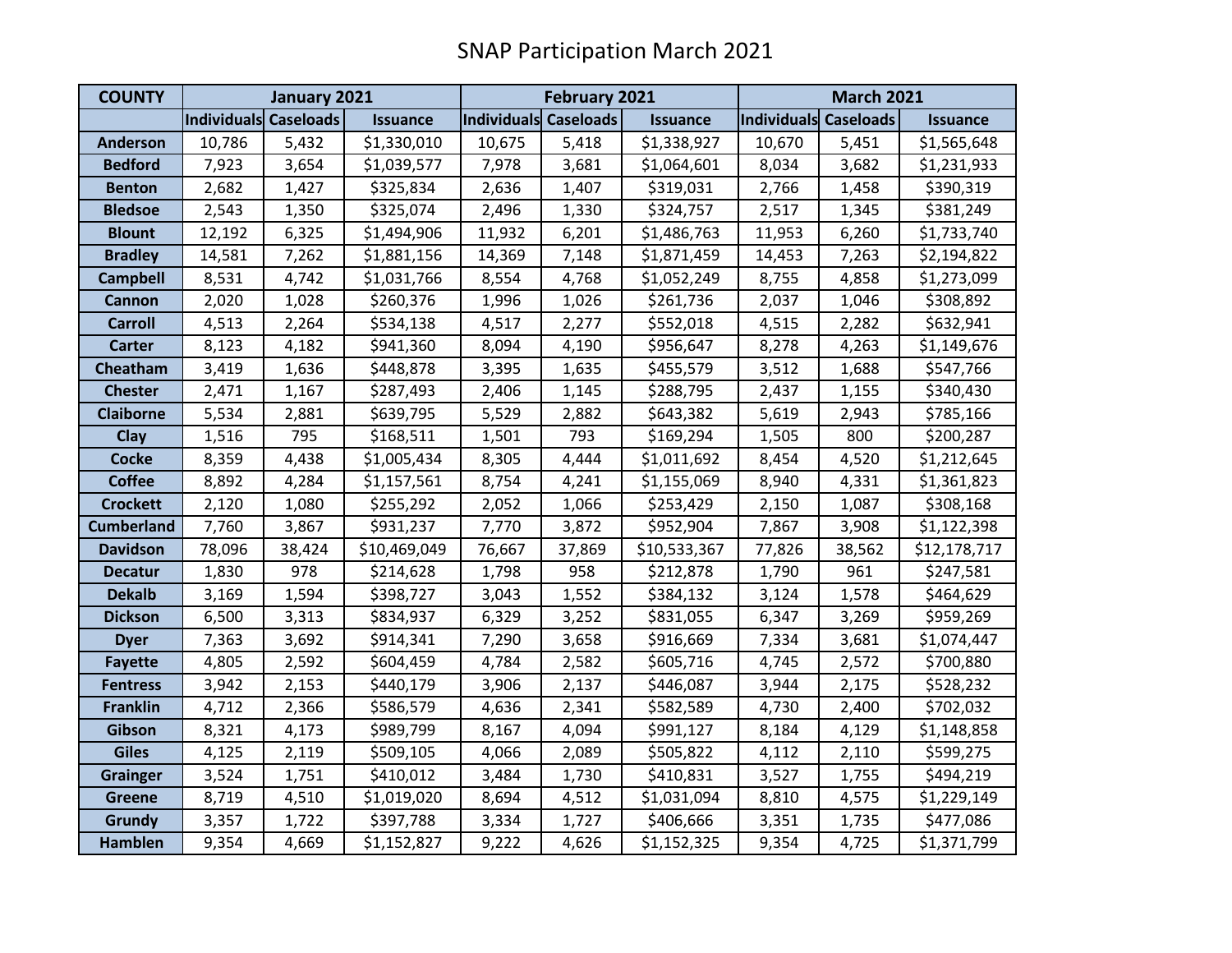# SNAP Participation March 2021

| COUNTY | January 2021 | | | February 2021 | | | March 2021 | | |
|---|---|---|---|---|---|---|---|---|---|
| | Individuals | Caseloads | Issuance | Individuals | Caseloads | Issuance | Individuals | Caseloads | Issuance |
| Anderson | 10,786 | 5,432 | $1,330,010 | 10,675 | 5,418 | $1,338,927 | 10,670 | 5,451 | $1,565,648 |
| Bedford | 7,923 | 3,654 | $1,039,577 | 7,978 | 3,681 | $1,064,601 | 8,034 | 3,682 | $1,231,933 |
| Benton | 2,682 | 1,427 | $325,834 | 2,636 | 1,407 | $319,031 | 2,766 | 1,458 | $390,319 |
| Bledsoe | 2,543 | 1,350 | $325,074 | 2,496 | 1,330 | $324,757 | 2,517 | 1,345 | $381,249 |
| Blount | 12,192 | 6,325 | $1,494,906 | 11,932 | 6,201 | $1,486,763 | 11,953 | 6,260 | $1,733,740 |
| Bradley | 14,581 | 7,262 | $1,881,156 | 14,369 | 7,148 | $1,871,459 | 14,453 | 7,263 | $2,194,822 |
| Campbell | 8,531 | 4,742 | $1,031,766 | 8,554 | 4,768 | $1,052,249 | 8,755 | 4,858 | $1,273,099 |
| Cannon | 2,020 | 1,028 | $260,376 | 1,996 | 1,026 | $261,736 | 2,037 | 1,046 | $308,892 |
| Carroll | 4,513 | 2,264 | $534,138 | 4,517 | 2,277 | $552,018 | 4,515 | 2,282 | $632,941 |
| Carter | 8,123 | 4,182 | $941,360 | 8,094 | 4,190 | $956,647 | 8,278 | 4,263 | $1,149,676 |
| Cheatham | 3,419 | 1,636 | $448,878 | 3,395 | 1,635 | $455,579 | 3,512 | 1,688 | $547,766 |
| Chester | 2,471 | 1,167 | $287,493 | 2,406 | 1,145 | $288,795 | 2,437 | 1,155 | $340,430 |
| Claiborne | 5,534 | 2,881 | $639,795 | 5,529 | 2,882 | $643,382 | 5,619 | 2,943 | $785,166 |
| Clay | 1,516 | 795 | $168,511 | 1,501 | 793 | $169,294 | 1,505 | 800 | $200,287 |
| Cocke | 8,359 | 4,438 | $1,005,434 | 8,305 | 4,444 | $1,011,692 | 8,454 | 4,520 | $1,212,645 |
| Coffee | 8,892 | 4,284 | $1,157,561 | 8,754 | 4,241 | $1,155,069 | 8,940 | 4,331 | $1,361,823 |
| Crockett | 2,120 | 1,080 | $255,292 | 2,052 | 1,066 | $253,429 | 2,150 | 1,087 | $308,168 |
| Cumberland | 7,760 | 3,867 | $931,237 | 7,770 | 3,872 | $952,904 | 7,867 | 3,908 | $1,122,398 |
| Davidson | 78,096 | 38,424 | $10,469,049 | 76,667 | 37,869 | $10,533,367 | 77,826 | 38,562 | $12,178,717 |
| Decatur | 1,830 | 978 | $214,628 | 1,798 | 958 | $212,878 | 1,790 | 961 | $247,581 |
| Dekalb | 3,169 | 1,594 | $398,727 | 3,043 | 1,552 | $384,132 | 3,124 | 1,578 | $464,629 |
| Dickson | 6,500 | 3,313 | $834,937 | 6,329 | 3,252 | $831,055 | 6,347 | 3,269 | $959,269 |
| Dyer | 7,363 | 3,692 | $914,341 | 7,290 | 3,658 | $916,669 | 7,334 | 3,681 | $1,074,447 |
| Fayette | 4,805 | 2,592 | $604,459 | 4,784 | 2,582 | $605,716 | 4,745 | 2,572 | $700,880 |
| Fentress | 3,942 | 2,153 | $440,179 | 3,906 | 2,137 | $446,087 | 3,944 | 2,175 | $528,232 |
| Franklin | 4,712 | 2,366 | $586,579 | 4,636 | 2,341 | $582,589 | 4,730 | 2,400 | $702,032 |
| Gibson | 8,321 | 4,173 | $989,799 | 8,167 | 4,094 | $991,127 | 8,184 | 4,129 | $1,148,858 |
| Giles | 4,125 | 2,119 | $509,105 | 4,066 | 2,089 | $505,822 | 4,112 | 2,110 | $599,275 |
| Grainger | 3,524 | 1,751 | $410,012 | 3,484 | 1,730 | $410,831 | 3,527 | 1,755 | $494,219 |
| Greene | 8,719 | 4,510 | $1,019,020 | 8,694 | 4,512 | $1,031,094 | 8,810 | 4,575 | $1,229,149 |
| Grundy | 3,357 | 1,722 | $397,788 | 3,334 | 1,727 | $406,666 | 3,351 | 1,735 | $477,086 |
| Hamblen | 9,354 | 4,669 | $1,152,827 | 9,222 | 4,626 | $1,152,325 | 9,354 | 4,725 | $1,371,799 |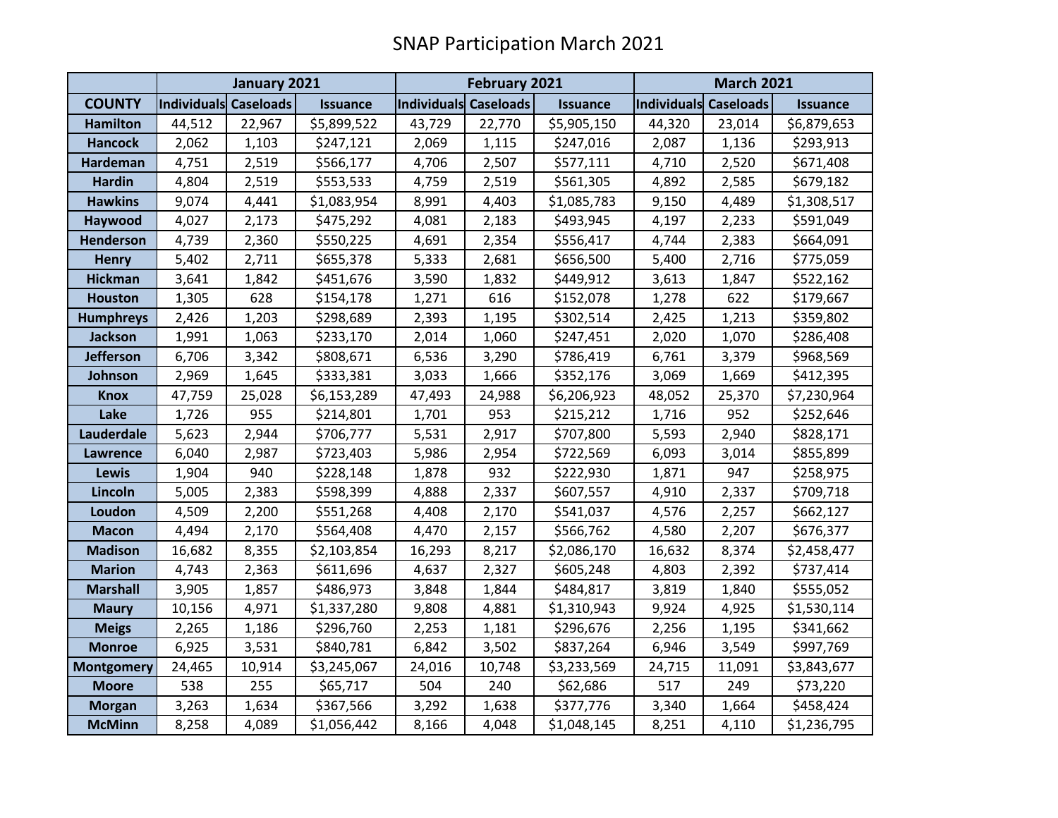# SNAP Participation March 2021

| | January 2021 | | | February 2021 | | | March 2021 | | |
|---|---|---|---|---|---|---|---|---|---|
| COUNTY | Individuals | Caseloads | Issuance | Individuals | Caseloads | Issuance | Individuals | Caseloads | Issuance |
| Hamilton | 44,512 | 22,967 | $5,899,522 | 43,729 | 22,770 | $5,905,150 | 44,320 | 23,014 | $6,879,653 |
| Hancock | 2,062 | 1,103 | $247,121 | 2,069 | 1,115 | $247,016 | 2,087 | 1,136 | $293,913 |
| Hardeman | 4,751 | 2,519 | $566,177 | 4,706 | 2,507 | $577,111 | 4,710 | 2,520 | $671,408 |
| Hardin | 4,804 | 2,519 | $553,533 | 4,759 | 2,519 | $561,305 | 4,892 | 2,585 | $679,182 |
| Hawkins | 9,074 | 4,441 | $1,083,954 | 8,991 | 4,403 | $1,085,783 | 9,150 | 4,489 | $1,308,517 |
| Haywood | 4,027 | 2,173 | $475,292 | 4,081 | 2,183 | $493,945 | 4,197 | 2,233 | $591,049 |
| Henderson | 4,739 | 2,360 | $550,225 | 4,691 | 2,354 | $556,417 | 4,744 | 2,383 | $664,091 |
| Henry | 5,402 | 2,711 | $655,378 | 5,333 | 2,681 | $656,500 | 5,400 | 2,716 | $775,059 |
| Hickman | 3,641 | 1,842 | $451,676 | 3,590 | 1,832 | $449,912 | 3,613 | 1,847 | $522,162 |
| Houston | 1,305 | 628 | $154,178 | 1,271 | 616 | $152,078 | 1,278 | 622 | $179,667 |
| Humphreys | 2,426 | 1,203 | $298,689 | 2,393 | 1,195 | $302,514 | 2,425 | 1,213 | $359,802 |
| Jackson | 1,991 | 1,063 | $233,170 | 2,014 | 1,060 | $247,451 | 2,020 | 1,070 | $286,408 |
| Jefferson | 6,706 | 3,342 | $808,671 | 6,536 | 3,290 | $786,419 | 6,761 | 3,379 | $968,569 |
| Johnson | 2,969 | 1,645 | $333,381 | 3,033 | 1,666 | $352,176 | 3,069 | 1,669 | $412,395 |
| Knox | 47,759 | 25,028 | $6,153,289 | 47,493 | 24,988 | $6,206,923 | 48,052 | 25,370 | $7,230,964 |
| Lake | 1,726 | 955 | $214,801 | 1,701 | 953 | $215,212 | 1,716 | 952 | $252,646 |
| Lauderdale | 5,623 | 2,944 | $706,777 | 5,531 | 2,917 | $707,800 | 5,593 | 2,940 | $828,171 |
| Lawrence | 6,040 | 2,987 | $723,403 | 5,986 | 2,954 | $722,569 | 6,093 | 3,014 | $855,899 |
| Lewis | 1,904 | 940 | $228,148 | 1,878 | 932 | $222,930 | 1,871 | 947 | $258,975 |
| Lincoln | 5,005 | 2,383 | $598,399 | 4,888 | 2,337 | $607,557 | 4,910 | 2,337 | $709,718 |
| Loudon | 4,509 | 2,200 | $551,268 | 4,408 | 2,170 | $541,037 | 4,576 | 2,257 | $662,127 |
| Macon | 4,494 | 2,170 | $564,408 | 4,470 | 2,157 | $566,762 | 4,580 | 2,207 | $676,377 |
| Madison | 16,682 | 8,355 | $2,103,854 | 16,293 | 8,217 | $2,086,170 | 16,632 | 8,374 | $2,458,477 |
| Marion | 4,743 | 2,363 | $611,696 | 4,637 | 2,327 | $605,248 | 4,803 | 2,392 | $737,414 |
| Marshall | 3,905 | 1,857 | $486,973 | 3,848 | 1,844 | $484,817 | 3,819 | 1,840 | $555,052 |
| Maury | 10,156 | 4,971 | $1,337,280 | 9,808 | 4,881 | $1,310,943 | 9,924 | 4,925 | $1,530,114 |
| Meigs | 2,265 | 1,186 | $296,760 | 2,253 | 1,181 | $296,676 | 2,256 | 1,195 | $341,662 |
| Monroe | 6,925 | 3,531 | $840,781 | 6,842 | 3,502 | $837,264 | 6,946 | 3,549 | $997,769 |
| Montgomery | 24,465 | 10,914 | $3,245,067 | 24,016 | 10,748 | $3,233,569 | 24,715 | 11,091 | $3,843,677 |
| Moore | 538 | 255 | $65,717 | 504 | 240 | $62,686 | 517 | 249 | $73,220 |
| Morgan | 3,263 | 1,634 | $367,566 | 3,292 | 1,638 | $377,776 | 3,340 | 1,664 | $458,424 |
| McMinn | 8,258 | 4,089 | $1,056,442 | 8,166 | 4,048 | $1,048,145 | 8,251 | 4,110 | $1,236,795 |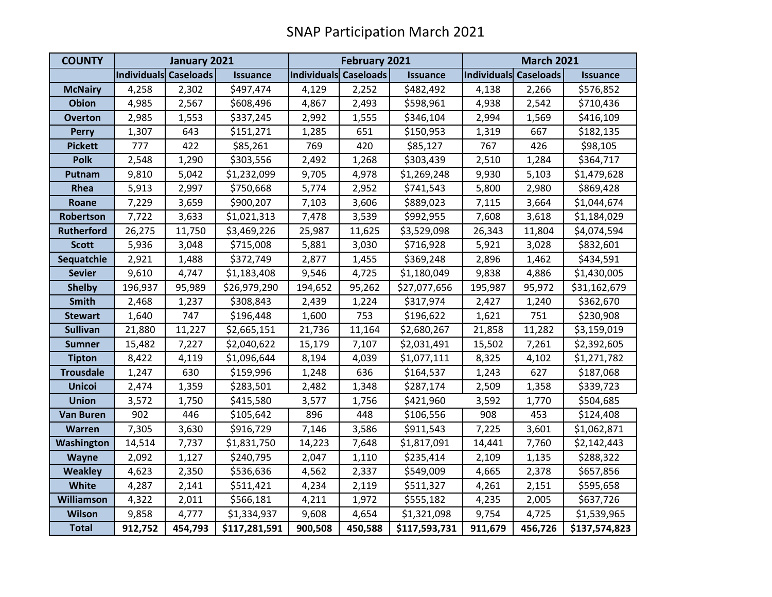# SNAP Participation March 2021

| COUNTY | January 2021 | | | February 2021 | | | March 2021 | | |
|---|---|---|---|---|---|---|---|---|---|
| | Individuals | Caseloads | Issuance | Individuals | Caseloads | Issuance | Individuals | Caseloads | Issuance |
| McNairy | 4,258 | 2,302 | $497,474 | 4,129 | 2,252 | $482,492 | 4,138 | 2,266 | $576,852 |
| Obion | 4,985 | 2,567 | $608,496 | 4,867 | 2,493 | $598,961 | 4,938 | 2,542 | $710,436 |
| Overton | 2,985 | 1,553 | $337,245 | 2,992 | 1,555 | $346,104 | 2,994 | 1,569 | $416,109 |
| Perry | 1,307 | 643 | $151,271 | 1,285 | 651 | $150,953 | 1,319 | 667 | $182,135 |
| Pickett | 777 | 422 | $85,261 | 769 | 420 | $85,127 | 767 | 426 | $98,105 |
| Polk | 2,548 | 1,290 | $303,556 | 2,492 | 1,268 | $303,439 | 2,510 | 1,284 | $364,717 |
| Putnam | 9,810 | 5,042 | $1,232,099 | 9,705 | 4,978 | $1,269,248 | 9,930 | 5,103 | $1,479,628 |
| Rhea | 5,913 | 2,997 | $750,668 | 5,774 | 2,952 | $741,543 | 5,800 | 2,980 | $869,428 |
| Roane | 7,229 | 3,659 | $900,207 | 7,103 | 3,606 | $889,023 | 7,115 | 3,664 | $1,044,674 |
| Robertson | 7,722 | 3,633 | $1,021,313 | 7,478 | 3,539 | $992,955 | 7,608 | 3,618 | $1,184,029 |
| Rutherford | 26,275 | 11,750 | $3,469,226 | 25,987 | 11,625 | $3,529,098 | 26,343 | 11,804 | $4,074,594 |
| Scott | 5,936 | 3,048 | $715,008 | 5,881 | 3,030 | $716,928 | 5,921 | 3,028 | $832,601 |
| Sequatchie | 2,921 | 1,488 | $372,749 | 2,877 | 1,455 | $369,248 | 2,896 | 1,462 | $434,591 |
| Sevier | 9,610 | 4,747 | $1,183,408 | 9,546 | 4,725 | $1,180,049 | 9,838 | 4,886 | $1,430,005 |
| Shelby | 196,937 | 95,989 | $26,979,290 | 194,652 | 95,262 | $27,077,656 | 195,987 | 95,972 | $31,162,679 |
| Smith | 2,468 | 1,237 | $308,843 | 2,439 | 1,224 | $317,974 | 2,427 | 1,240 | $362,670 |
| Stewart | 1,640 | 747 | $196,448 | 1,600 | 753 | $196,622 | 1,621 | 751 | $230,908 |
| Sullivan | 21,880 | 11,227 | $2,665,151 | 21,736 | 11,164 | $2,680,267 | 21,858 | 11,282 | $3,159,019 |
| Sumner | 15,482 | 7,227 | $2,040,622 | 15,179 | 7,107 | $2,031,491 | 15,502 | 7,261 | $2,392,605 |
| Tipton | 8,422 | 4,119 | $1,096,644 | 8,194 | 4,039 | $1,077,111 | 8,325 | 4,102 | $1,271,782 |
| Trousdale | 1,247 | 630 | $159,996 | 1,248 | 636 | $164,537 | 1,243 | 627 | $187,068 |
| Unicoi | 2,474 | 1,359 | $283,501 | 2,482 | 1,348 | $287,174 | 2,509 | 1,358 | $339,723 |
| Union | 3,572 | 1,750 | $415,580 | 3,577 | 1,756 | $421,960 | 3,592 | 1,770 | $504,685 |
| Van Buren | 902 | 446 | $105,642 | 896 | 448 | $106,556 | 908 | 453 | $124,408 |
| Warren | 7,305 | 3,630 | $916,729 | 7,146 | 3,586 | $911,543 | 7,225 | 3,601 | $1,062,871 |
| Washington | 14,514 | 7,737 | $1,831,750 | 14,223 | 7,648 | $1,817,091 | 14,441 | 7,760 | $2,142,443 |
| Wayne | 2,092 | 1,127 | $240,795 | 2,047 | 1,110 | $235,414 | 2,109 | 1,135 | $288,322 |
| Weakley | 4,623 | 2,350 | $536,636 | 4,562 | 2,337 | $549,009 | 4,665 | 2,378 | $657,856 |
| White | 4,287 | 2,141 | $511,421 | 4,234 | 2,119 | $511,327 | 4,261 | 2,151 | $595,658 |
| Williamson | 4,322 | 2,011 | $566,181 | 4,211 | 1,972 | $555,182 | 4,235 | 2,005 | $637,726 |
| Wilson | 9,858 | 4,777 | $1,334,937 | 9,608 | 4,654 | $1,321,098 | 9,754 | 4,725 | $1,539,965 |
| **Total** | **912,752** | **454,793** | **$117,281,591** | **900,508** | **450,588** | **$117,593,731** | **911,679** | **456,726** | **$137,574,823** |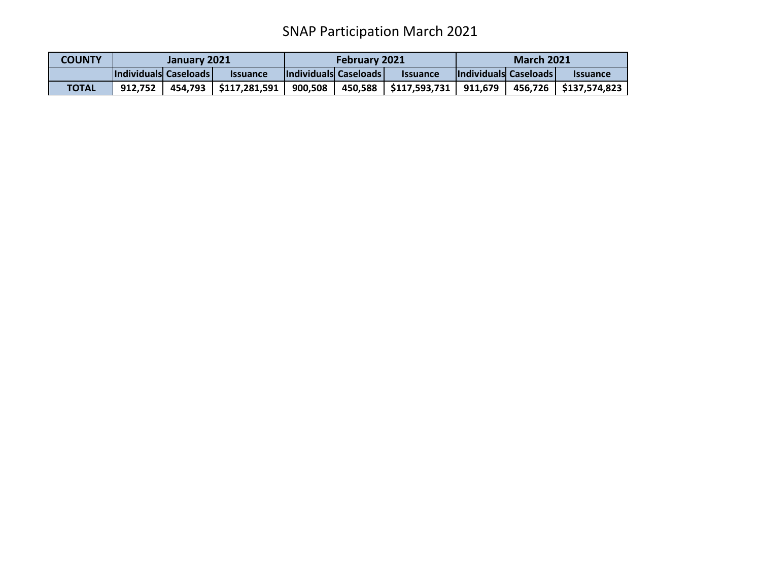# SNAP Participation March 2021

| COUNTY | January 2021 | | | February 2021 | | | March 2021 | | |
|---|---|---|---|---|---|---|---|---|---|
| | Individuals | Caseloads | Issuance | Individuals | Caseloads | Issuance | Individuals | Caseloads | Issuance |
| TOTAL | 912,752 | 454,793 | $117,281,591 | 900,508 | 450,588 | $117,593,731 | 911,679 | 456,726 | $137,574,823 |